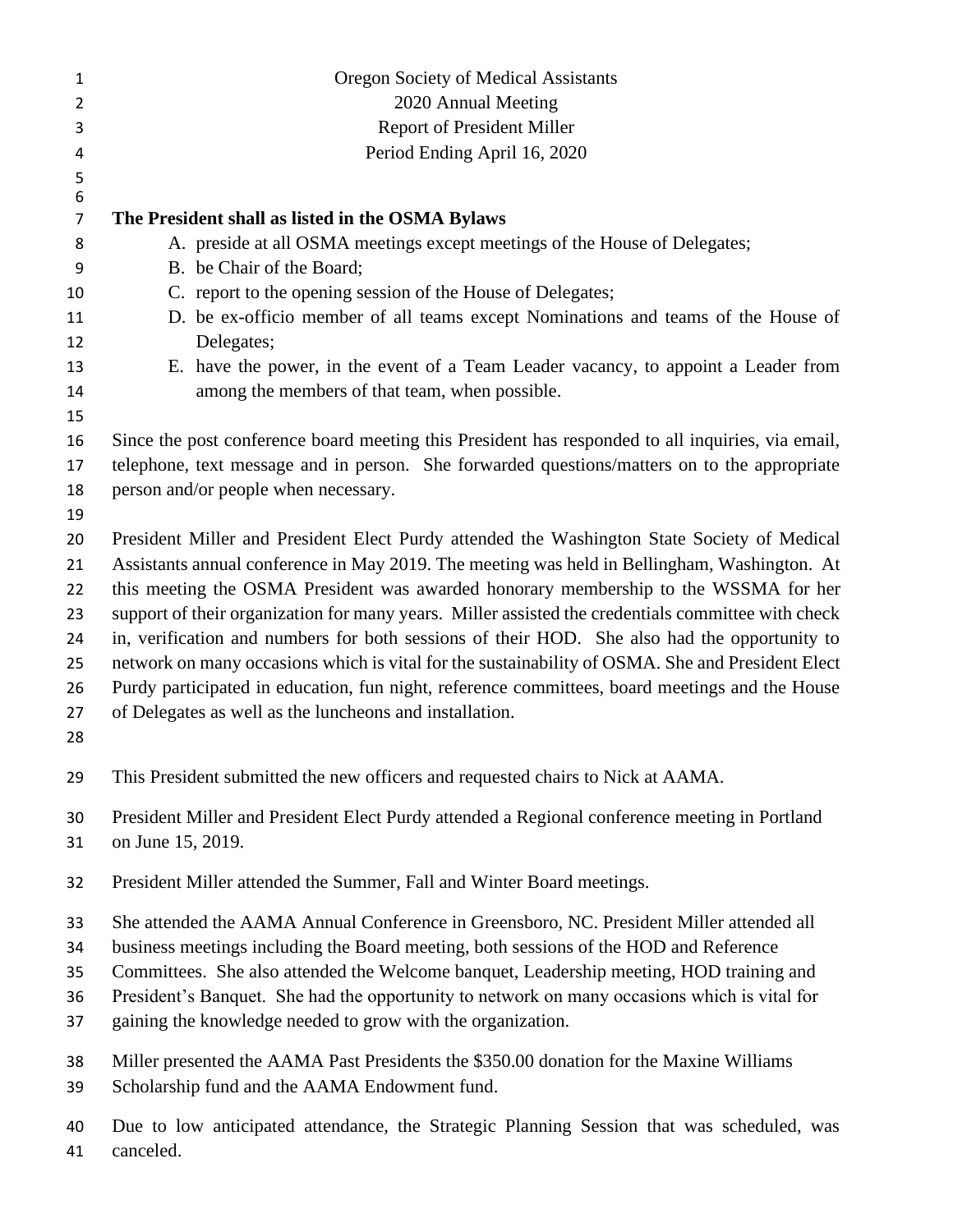Oregon Society of Medical Assistants
2020 Annual Meeting
Report of President Miller
Period Ending April 16, 2020

**The President shall as listed in the OSMA Bylaws**

A. preside at all OSMA meetings except meetings of the House of Delegates;
B. be Chair of the Board;
C. report to the opening session of the House of Delegates;
D. be ex-officio member of all teams except Nominations and teams of the House of Delegates;
E. have the power, in the event of a Team Leader vacancy, to appoint a Leader from among the members of that team, when possible.

Since the post conference board meeting this President has responded to all inquiries, via email, telephone, text message and in person. She forwarded questions/matters on to the appropriate person and/or people when necessary.

President Miller and President Elect Purdy attended the Washington State Society of Medical Assistants annual conference in May 2019. The meeting was held in Bellingham, Washington. At this meeting the OSMA President was awarded honorary membership to the WSSMA for her support of their organization for many years. Miller assisted the credentials committee with check in, verification and numbers for both sessions of their HOD. She also had the opportunity to network on many occasions which is vital for the sustainability of OSMA. She and President Elect Purdy participated in education, fun night, reference committees, board meetings and the House of Delegates as well as the luncheons and installation.

This President submitted the new officers and requested chairs to Nick at AAMA.

President Miller and President Elect Purdy attended a Regional conference meeting in Portland on June 15, 2019.

President Miller attended the Summer, Fall and Winter Board meetings.

She attended the AAMA Annual Conference in Greensboro, NC. President Miller attended all business meetings including the Board meeting, both sessions of the HOD and Reference Committees. She also attended the Welcome banquet, Leadership meeting, HOD training and President's Banquet. She had the opportunity to network on many occasions which is vital for gaining the knowledge needed to grow with the organization.

Miller presented the AAMA Past Presidents the $350.00 donation for the Maxine Williams Scholarship fund and the AAMA Endowment fund.

Due to low anticipated attendance, the Strategic Planning Session that was scheduled, was canceled.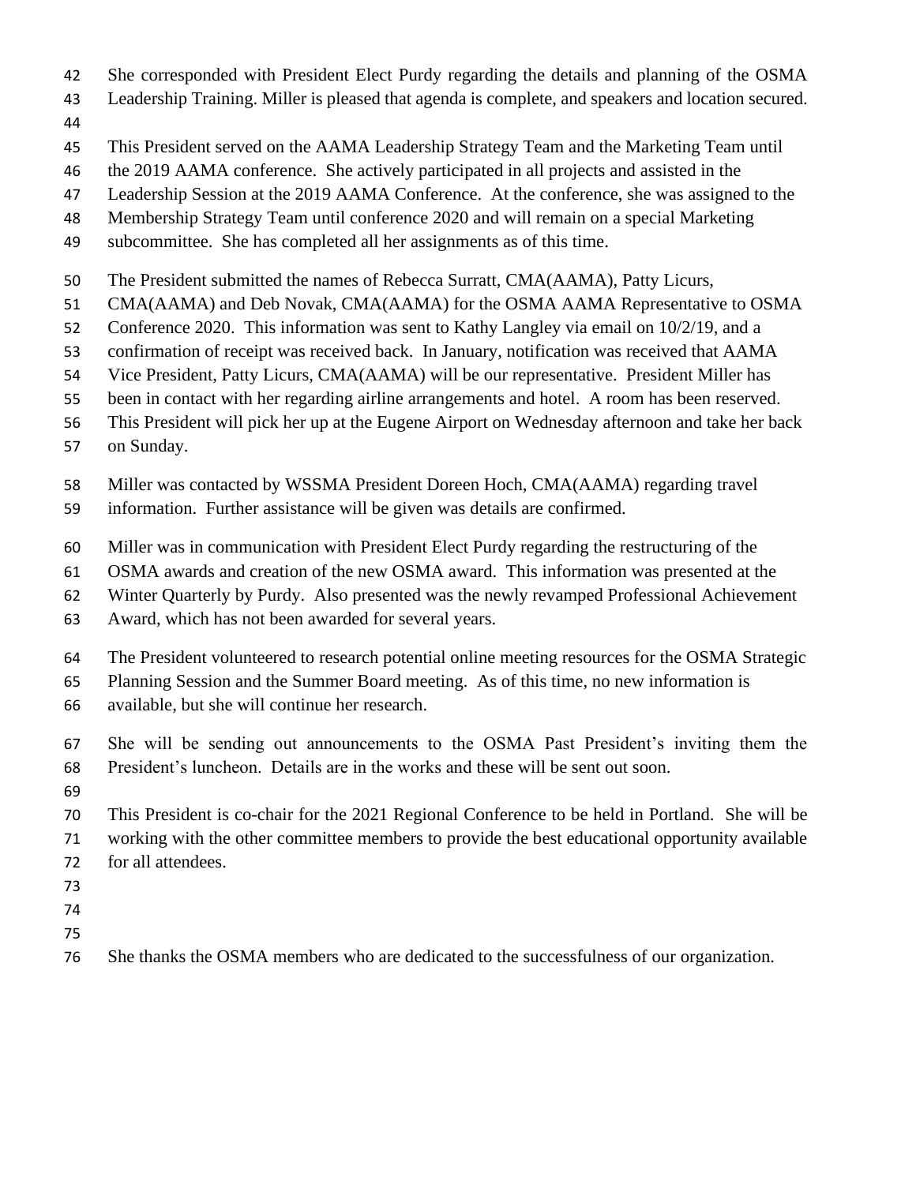She corresponded with President Elect Purdy regarding the details and planning of the OSMA Leadership Training. Miller is pleased that agenda is complete, and speakers and location secured.

This President served on the AAMA Leadership Strategy Team and the Marketing Team until the 2019 AAMA conference. She actively participated in all projects and assisted in the Leadership Session at the 2019 AAMA Conference. At the conference, she was assigned to the Membership Strategy Team until conference 2020 and will remain on a special Marketing subcommittee. She has completed all her assignments as of this time.

The President submitted the names of Rebecca Surratt, CMA(AAMA), Patty Licurs, CMA(AAMA) and Deb Novak, CMA(AAMA) for the OSMA AAMA Representative to OSMA Conference 2020. This information was sent to Kathy Langley via email on 10/2/19, and a confirmation of receipt was received back. In January, notification was received that AAMA Vice President, Patty Licurs, CMA(AAMA) will be our representative. President Miller has been in contact with her regarding airline arrangements and hotel. A room has been reserved. This President will pick her up at the Eugene Airport on Wednesday afternoon and take her back on Sunday.

Miller was contacted by WSSMA President Doreen Hoch, CMA(AAMA) regarding travel information. Further assistance will be given was details are confirmed.

Miller was in communication with President Elect Purdy regarding the restructuring of the OSMA awards and creation of the new OSMA award. This information was presented at the Winter Quarterly by Purdy. Also presented was the newly revamped Professional Achievement Award, which has not been awarded for several years.

The President volunteered to research potential online meeting resources for the OSMA Strategic Planning Session and the Summer Board meeting. As of this time, no new information is available, but she will continue her research.

She will be sending out announcements to the OSMA Past President's inviting them the President's luncheon. Details are in the works and these will be sent out soon.

This President is co-chair for the 2021 Regional Conference to be held in Portland. She will be working with the other committee members to provide the best educational opportunity available for all attendees.

She thanks the OSMA members who are dedicated to the successfulness of our organization.